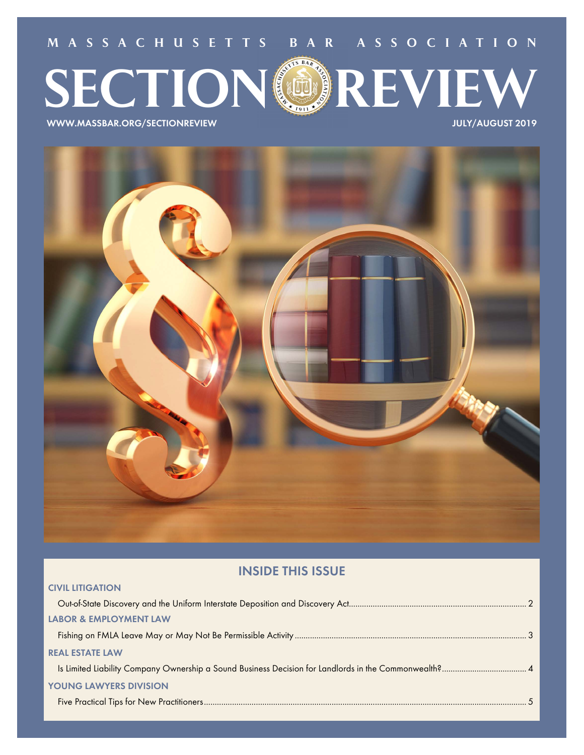MASSACHUSETTS BAR ASSOCIATION

# SECTION REVIEW

WWW.MASSBAR.ORG/SECTIONREVIEW

JULY/AUGUST 2019

## INSIDE THIS ISSUE

**CIVIL LITIGATION**

Out-of-State Discovery and the Uniform Interstate Deposition and Discovery Act ..... 2

**LABOR & EMPLOYMENT LAW**

Fishing on FMLA Leave May or May Not Be Permissible Activity ..... 3

**REAL ESTATE LAW**

Is Limited Liability Company Ownership a Sound Business Decision for Landlords in the Commonwealth? ..... 4

**YOUNG LAWYERS DIVISION**

Five Practical Tips for New Practitioners ..... 5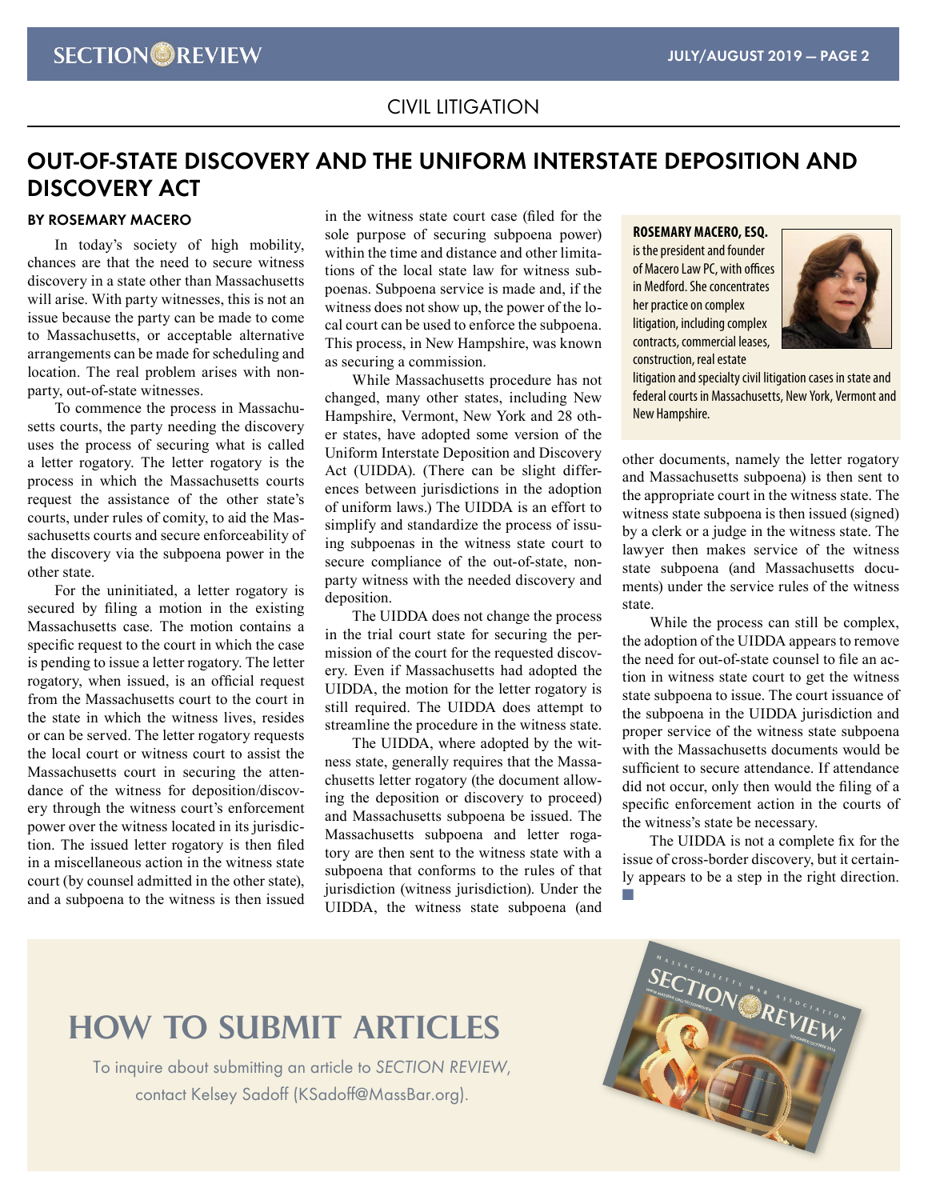CIVIL LITIGATION

# OUT-OF-STATE DISCOVERY AND THE UNIFORM INTERSTATE DEPOSITION AND DISCOVERY ACT

**BY ROSEMARY MACERO**

In today's society of high mobility, chances are that the need to secure witness discovery in a state other than Massachusetts will arise. With party witnesses, this is not an issue because the party can be made to come to Massachusetts, or acceptable alternative arrangements can be made for scheduling and location. The real problem arises with non-party, out-of-state witnesses.

To commence the process in Massachusetts courts, the party needing the discovery uses the process of securing what is called a letter rogatory. The letter rogatory is the process in which the Massachusetts courts request the assistance of the other state's courts, under rules of comity, to aid the Massachusetts courts and secure enforceability of the discovery via the subpoena power in the other state.

For the uninitiated, a letter rogatory is secured by filing a motion in the existing Massachusetts case. The motion contains a specific request to the court in which the case is pending to issue a letter rogatory. The letter rogatory, when issued, is an official request from the Massachusetts court to the court in the state in which the witness lives, resides or can be served. The letter rogatory requests the local court or witness court to assist the Massachusetts court in securing the attendance of the witness for deposition/discovery through the witness court's enforcement power over the witness located in its jurisdiction. The issued letter rogatory is then filed in a miscellaneous action in the witness state court (by counsel admitted in the other state), and a subpoena to the witness is then issued in the witness state court case (filed for the sole purpose of securing subpoena power) within the time and distance and other limitations of the local state law for witness subpoenas. Subpoena service is made and, if the witness does not show up, the power of the local court can be used to enforce the subpoena. This process, in New Hampshire, was known as securing a commission.

While Massachusetts procedure has not changed, many other states, including New Hampshire, Vermont, New York and 28 other states, have adopted some version of the Uniform Interstate Deposition and Discovery Act (UIDDA). (There can be slight differences between jurisdictions in the adoption of uniform laws.) The UIDDA is an effort to simplify and standardize the process of issuing subpoenas in the witness state court to secure compliance of the out-of-state, non-party witness with the needed discovery and deposition.

The UIDDA does not change the process in the trial court state for securing the permission of the court for the requested discovery. Even if Massachusetts had adopted the UIDDA, the motion for the letter rogatory is still required. The UIDDA does attempt to streamline the procedure in the witness state.

The UIDDA, where adopted by the witness state, generally requires that the Massachusetts letter rogatory (the document allowing the deposition or discovery to proceed) and Massachusetts subpoena be issued. The Massachusetts subpoena and letter rogatory are then sent to the witness state with a subpoena that conforms to the rules of that jurisdiction (witness jurisdiction). Under the UIDDA, the witness state subpoena (and other documents, namely the letter rogatory and Massachusetts subpoena) is then sent to the appropriate court in the witness state. The witness state subpoena is then issued (signed) by a clerk or a judge in the witness state. The lawyer then makes service of the witness state subpoena (and Massachusetts documents) under the service rules of the witness state.

While the process can still be complex, the adoption of the UIDDA appears to remove the need for out-of-state counsel to file an action in witness state court to get the witness state subpoena to issue. The court issuance of the subpoena in the UIDDA jurisdiction and proper service of the witness state subpoena with the Massachusetts documents would be sufficient to secure attendance. If attendance did not occur, only then would the filing of a specific enforcement action in the courts of the witness's state be necessary.

The UIDDA is not a complete fix for the issue of cross-border discovery, but it certainly appears to be a step in the right direction.

**ROSEMARY MACERO, ESQ.** is the president and founder of Macero Law PC, with offices in Medford. She concentrates her practice on complex litigation, including complex contracts, commercial leases, construction, real estate litigation and specialty civil litigation cases in state and federal courts in Massachusetts, New York, Vermont and New Hampshire.

## HOW TO SUBMIT ARTICLES

To inquire about submitting an article to *SECTION REVIEW*, contact Kelsey Sadoff (KSadoff@MassBar.org).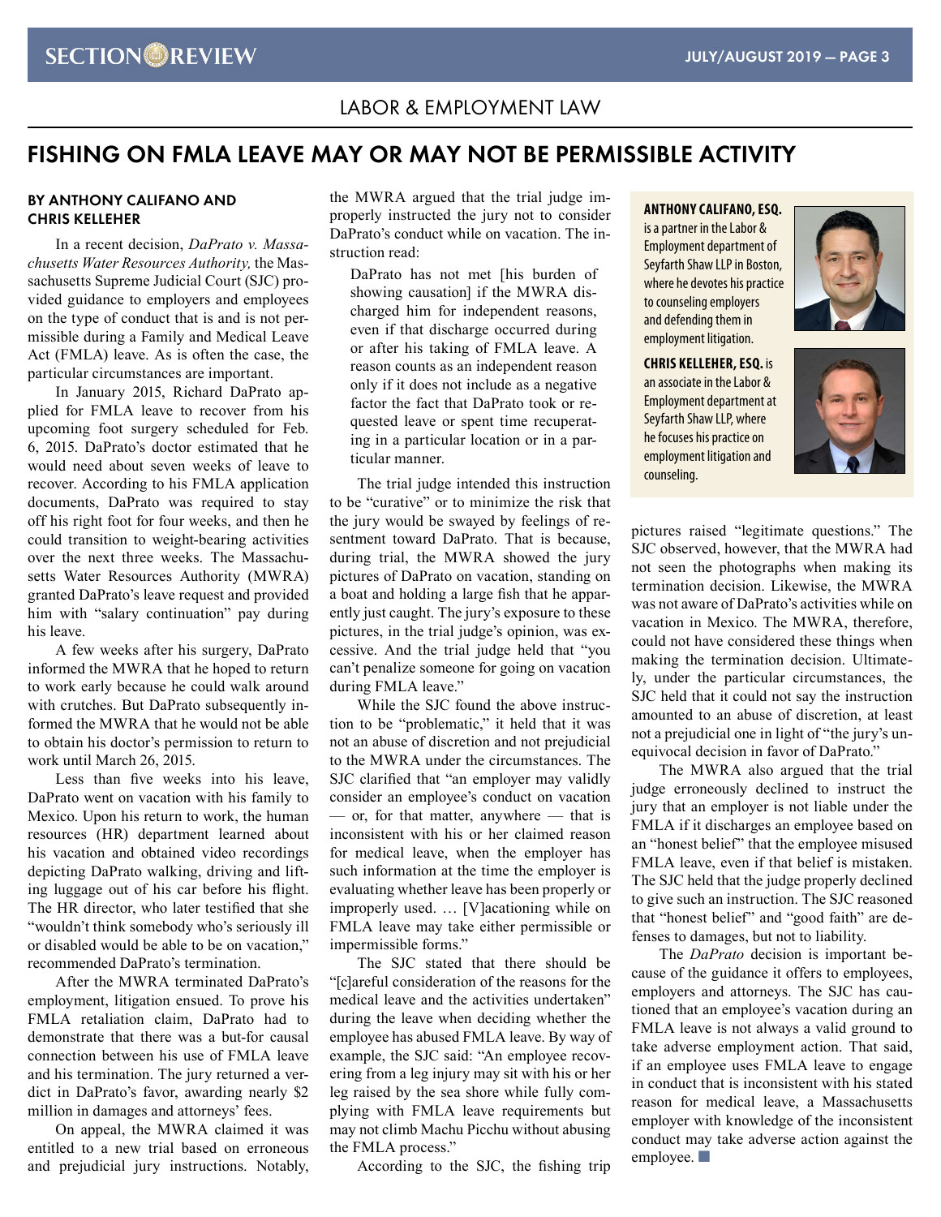LABOR & EMPLOYMENT LAW

# FISHING ON FMLA LEAVE MAY OR MAY NOT BE PERMISSIBLE ACTIVITY

**BY ANTHONY CALIFANO AND CHRIS KELLEHER**

In a recent decision, *DaPrato v. Massachusetts Water Resources Authority,* the Massachusetts Supreme Judicial Court (SJC) provided guidance to employers and employees on the type of conduct that is and is not permissible during a Family and Medical Leave Act (FMLA) leave. As is often the case, the particular circumstances are important.

In January 2015, Richard DaPrato applied for FMLA leave to recover from his upcoming foot surgery scheduled for Feb. 6, 2015. DaPrato's doctor estimated that he would need about seven weeks of leave to recover. According to his FMLA application documents, DaPrato was required to stay off his right foot for four weeks, and then he could transition to weight-bearing activities over the next three weeks. The Massachusetts Water Resources Authority (MWRA) granted DaPrato's leave request and provided him with "salary continuation" pay during his leave.

A few weeks after his surgery, DaPrato informed the MWRA that he hoped to return to work early because he could walk around with crutches. But DaPrato subsequently informed the MWRA that he would not be able to obtain his doctor's permission to return to work until March 26, 2015.

Less than five weeks into his leave, DaPrato went on vacation with his family to Mexico. Upon his return to work, the human resources (HR) department learned about his vacation and obtained video recordings depicting DaPrato walking, driving and lifting luggage out of his car before his flight. The HR director, who later testified that she "wouldn't think somebody who's seriously ill or disabled would be able to be on vacation," recommended DaPrato's termination.

After the MWRA terminated DaPrato's employment, litigation ensued. To prove his FMLA retaliation claim, DaPrato had to demonstrate that there was a but-for causal connection between his use of FMLA leave and his termination. The jury returned a verdict in DaPrato's favor, awarding nearly $2 million in damages and attorneys' fees.

On appeal, the MWRA claimed it was entitled to a new trial based on erroneous and prejudicial jury instructions. Notably, the MWRA argued that the trial judge improperly instructed the jury not to consider DaPrato's conduct while on vacation. The instruction read:

> DaPrato has not met [his burden of showing causation] if the MWRA discharged him for independent reasons, even if that discharge occurred during or after his taking of FMLA leave. A reason counts as an independent reason only if it does not include as a negative factor the fact that DaPrato took or requested leave or spent time recuperating in a particular location or in a particular manner.

The trial judge intended this instruction to be "curative" or to minimize the risk that the jury would be swayed by feelings of resentment toward DaPrato. That is because, during trial, the MWRA showed the jury pictures of DaPrato on vacation, standing on a boat and holding a large fish that he apparently just caught. The jury's exposure to these pictures, in the trial judge's opinion, was excessive. And the trial judge held that "you can't penalize someone for going on vacation during FMLA leave."

While the SJC found the above instruction to be "problematic," it held that it was not an abuse of discretion and not prejudicial to the MWRA under the circumstances. The SJC clarified that "an employer may validly consider an employee's conduct on vacation — or, for that matter, anywhere — that is inconsistent with his or her claimed reason for medical leave, when the employer has such information at the time the employer is evaluating whether leave has been properly or improperly used. … [V]acationing while on FMLA leave may take either permissible or impermissible forms."

The SJC stated that there should be "[c]areful consideration of the reasons for the medical leave and the activities undertaken" during the leave when deciding whether the employee has abused FMLA leave. By way of example, the SJC said: "An employee recovering from a leg injury may sit with his or her leg raised by the sea shore while fully complying with FMLA leave requirements but may not climb Machu Picchu without abusing the FMLA process."

According to the SJC, the fishing trip pictures raised "legitimate questions." The SJC observed, however, that the MWRA had not seen the photographs when making its termination decision. Likewise, the MWRA was not aware of DaPrato's activities while on vacation in Mexico. The MWRA, therefore, could not have considered these things when making the termination decision. Ultimately, under the particular circumstances, the SJC held that it could not say the instruction amounted to an abuse of discretion, at least not a prejudicial one in light of "the jury's unequivocal decision in favor of DaPrato."

The MWRA also argued that the trial judge erroneously declined to instruct the jury that an employer is not liable under the FMLA if it discharges an employee based on an "honest belief" that the employee misused FMLA leave, even if that belief is mistaken. The SJC held that the judge properly declined to give such an instruction. The SJC reasoned that "honest belief" and "good faith" are defenses to damages, but not to liability.

The *DaPrato* decision is important because of the guidance it offers to employees, employers and attorneys. The SJC has cautioned that an employee's vacation during an FMLA leave is not always a valid ground to take adverse employment action. That said, if an employee uses FMLA leave to engage in conduct that is inconsistent with his stated reason for medical leave, a Massachusetts employer with knowledge of the inconsistent conduct may take adverse action against the employee. ■

**ANTHONY CALIFANO, ESQ.** is a partner in the Labor & Employment department of Seyfarth Shaw LLP in Boston, where he devotes his practice to counseling employers and defending them in employment litigation.

**CHRIS KELLEHER, ESQ.** is an associate in the Labor & Employment department at Seyfarth Shaw LLP, where he focuses his practice on employment litigation and counseling.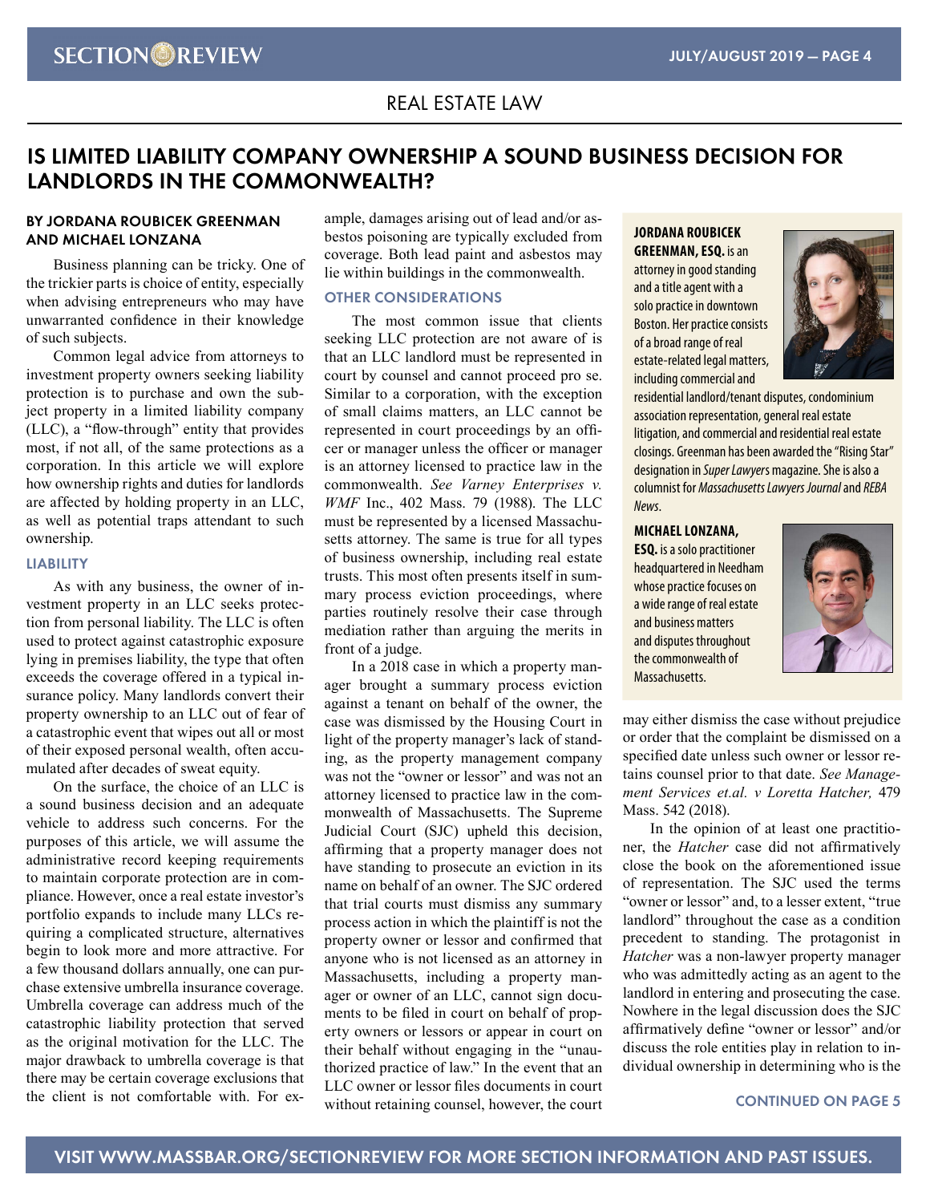## REAL ESTATE LAW

# IS LIMITED LIABILITY COMPANY OWNERSHIP A SOUND BUSINESS DECISION FOR LANDLORDS IN THE COMMONWEALTH?

**BY JORDANA ROUBICEK GREENMAN AND MICHAEL LONZANA**

Business planning can be tricky. One of the trickier parts is choice of entity, especially when advising entrepreneurs who may have unwarranted confidence in their knowledge of such subjects.

Common legal advice from attorneys to investment property owners seeking liability protection is to purchase and own the subject property in a limited liability company (LLC), a "flow-through" entity that provides most, if not all, of the same protections as a corporation. In this article we will explore how ownership rights and duties for landlords are affected by holding property in an LLC, as well as potential traps attendant to such ownership.

### LIABILITY

As with any business, the owner of investment property in an LLC seeks protection from personal liability. The LLC is often used to protect against catastrophic exposure lying in premises liability, the type that often exceeds the coverage offered in a typical insurance policy. Many landlords convert their property ownership to an LLC out of fear of a catastrophic event that wipes out all or most of their exposed personal wealth, often accumulated after decades of sweat equity.

On the surface, the choice of an LLC is a sound business decision and an adequate vehicle to address such concerns. For the purposes of this article, we will assume the administrative record keeping requirements to maintain corporate protection are in compliance. However, once a real estate investor's portfolio expands to include many LLCs requiring a complicated structure, alternatives begin to look more and more attractive. For a few thousand dollars annually, one can purchase extensive umbrella insurance coverage. Umbrella coverage can address much of the catastrophic liability protection that served as the original motivation for the LLC. The major drawback to umbrella coverage is that there may be certain coverage exclusions that the client is not comfortable with. For example, damages arising out of lead and/or asbestos poisoning are typically excluded from coverage. Both lead paint and asbestos may lie within buildings in the commonwealth.

### OTHER CONSIDERATIONS

The most common issue that clients seeking LLC protection are not aware of is that an LLC landlord must be represented in court by counsel and cannot proceed pro se. Similar to a corporation, with the exception of small claims matters, an LLC cannot be represented in court proceedings by an officer or manager unless the officer or manager is an attorney licensed to practice law in the commonwealth. *See Varney Enterprises v. WMF* Inc., 402 Mass. 79 (1988). The LLC must be represented by a licensed Massachusetts attorney. The same is true for all types of business ownership, including real estate trusts. This most often presents itself in summary process eviction proceedings, where parties routinely resolve their case through mediation rather than arguing the merits in front of a judge.

In a 2018 case in which a property manager brought a summary process eviction against a tenant on behalf of the owner, the case was dismissed by the Housing Court in light of the property manager's lack of standing, as the property management company was not the "owner or lessor" and was not an attorney licensed to practice law in the commonwealth of Massachusetts. The Supreme Judicial Court (SJC) upheld this decision, affirming that a property manager does not have standing to prosecute an eviction in its name on behalf of an owner. The SJC ordered that trial courts must dismiss any summary process action in which the plaintiff is not the property owner or lessor and confirmed that anyone who is not licensed as an attorney in Massachusetts, including a property manager or owner of an LLC, cannot sign documents to be filed in court on behalf of property owners or lessors or appear in court on their behalf without engaging in the "unauthorized practice of law." In the event that an LLC owner or lessor files documents in court without retaining counsel, however, the court may either dismiss the case without prejudice or order that the complaint be dismissed on a specified date unless such owner or lessor retains counsel prior to that date. *See Management Services et.al. v Loretta Hatcher,* 479 Mass. 542 (2018).

In the opinion of at least one practitioner, the *Hatcher* case did not affirmatively close the book on the aforementioned issue of representation. The SJC used the terms "owner or lessor" and, to a lesser extent, "true landlord" throughout the case as a condition precedent to standing. The protagonist in *Hatcher* was a non-lawyer property manager who was admittedly acting as an agent to the landlord in entering and prosecuting the case. Nowhere in the legal discussion does the SJC affirmatively define "owner or lessor" and/or discuss the role entities play in relation to individual ownership in determining who is the

CONTINUED ON PAGE 5

---

**JORDANA ROUBICEK GREENMAN, ESQ.** is an attorney in good standing and a title agent with a solo practice in downtown Boston. Her practice consists of a broad range of real estate-related legal matters, including commercial and residential landlord/tenant disputes, condominium association representation, general real estate litigation, and commercial and residential real estate closings. Greenman has been awarded the "Rising Star" designation in *Super Lawyers* magazine. She is also a columnist for *Massachusetts Lawyers Journal* and *REBA News*.

**MICHAEL LONZANA, ESQ.** is a solo practitioner headquartered in Needham whose practice focuses on a wide range of real estate and business matters and disputes throughout the commonwealth of Massachusetts.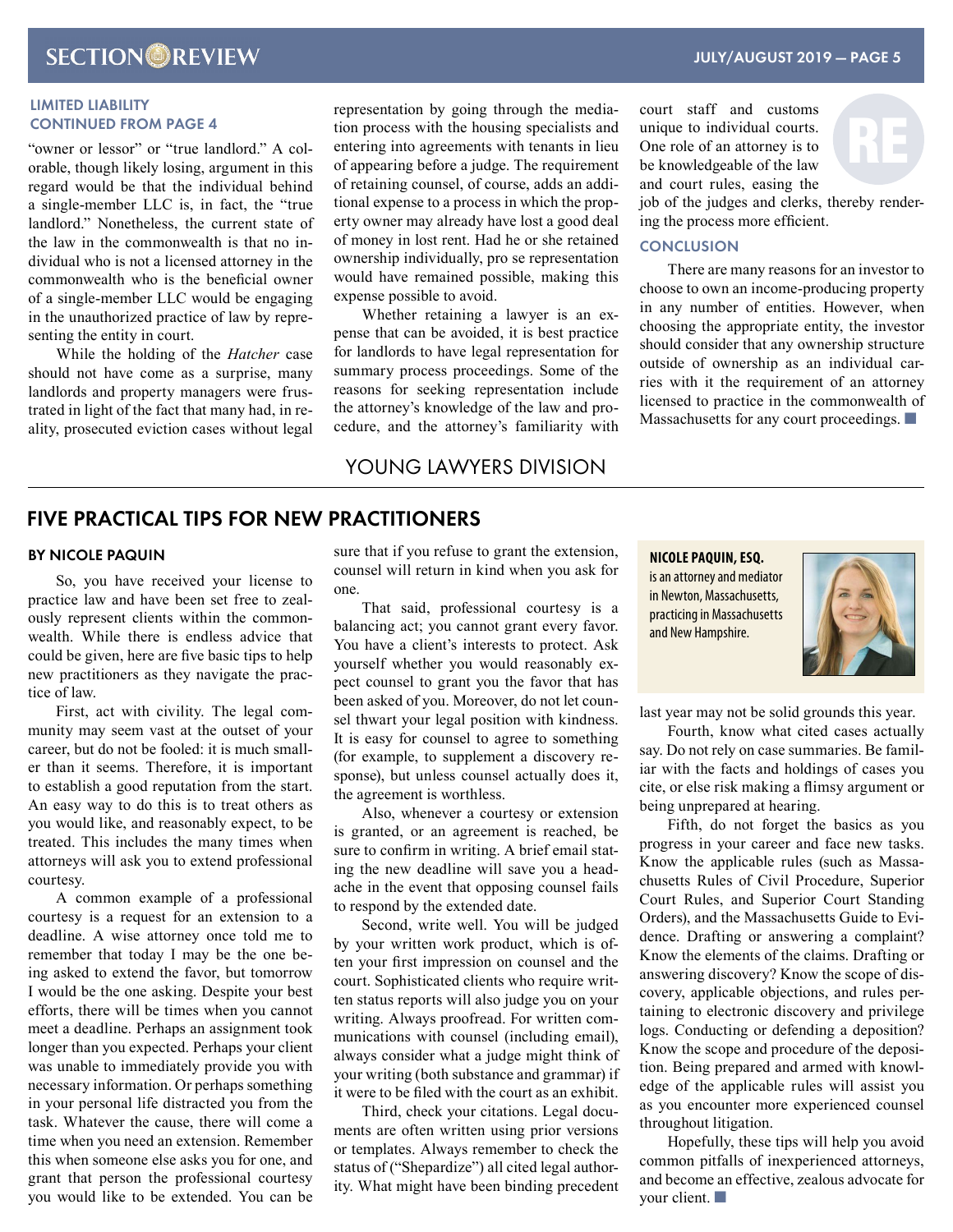### LIMITED LIABILITY CONTINUED FROM PAGE 4

"owner or lessor" or "true landlord." A colorable, though likely losing, argument in this regard would be that the individual behind a single-member LLC is, in fact, the "true landlord." Nonetheless, the current state of the law in the commonwealth is that no individual who is not a licensed attorney in the commonwealth who is the beneficial owner of a single-member LLC would be engaging in the unauthorized practice of law by representing the entity in court.

While the holding of the *Hatcher* case should not have come as a surprise, many landlords and property managers were frustrated in light of the fact that many had, in reality, prosecuted eviction cases without legal representation by going through the mediation process with the housing specialists and entering into agreements with tenants in lieu of appearing before a judge. The requirement of retaining counsel, of course, adds an additional expense to a process in which the property owner may already have lost a good deal of money in lost rent. Had he or she retained ownership individually, pro se representation would have remained possible, making this expense possible to avoid.

Whether retaining a lawyer is an expense that can be avoided, it is best practice for landlords to have legal representation for summary process proceedings. Some of the reasons for seeking representation include the attorney's knowledge of the law and procedure, and the attorney's familiarity with court staff and customs unique to individual courts. One role of an attorney is to be knowledgeable of the law and court rules, easing the job of the judges and clerks, thereby rendering the process more efficient.

### CONCLUSION

There are many reasons for an investor to choose to own an income-producing property in any number of entities. However, when choosing the appropriate entity, the investor should consider that any ownership structure outside of ownership as an individual carries with it the requirement of an attorney licensed to practice in the commonwealth of Massachusetts for any court proceedings. ■

YOUNG LAWYERS DIVISION

## FIVE PRACTICAL TIPS FOR NEW PRACTITIONERS

**BY NICOLE PAQUIN**

So, you have received your license to practice law and have been set free to zealously represent clients within the commonwealth. While there is endless advice that could be given, here are five basic tips to help new practitioners as they navigate the practice of law.

First, act with civility. The legal community may seem vast at the outset of your career, but do not be fooled: it is much smaller than it seems. Therefore, it is important to establish a good reputation from the start. An easy way to do this is to treat others as you would like, and reasonably expect, to be treated. This includes the many times when attorneys will ask you to extend professional courtesy.

A common example of a professional courtesy is a request for an extension to a deadline. A wise attorney once told me to remember that today I may be the one being asked to extend the favor, but tomorrow I would be the one asking. Despite your best efforts, there will be times when you cannot meet a deadline. Perhaps an assignment took longer than you expected. Perhaps your client was unable to immediately provide you with necessary information. Or perhaps something in your personal life distracted you from the task. Whatever the cause, there will come a time when you need an extension. Remember this when someone else asks you for one, and grant that person the professional courtesy you would like to be extended. You can be sure that if you refuse to grant the extension, counsel will return in kind when you ask for one.

That said, professional courtesy is a balancing act; you cannot grant every favor. You have a client's interests to protect. Ask yourself whether you would reasonably expect counsel to grant you the favor that has been asked of you. Moreover, do not let counsel thwart your legal position with kindness. It is easy for counsel to agree to something (for example, to supplement a discovery response), but unless counsel actually does it, the agreement is worthless.

Also, whenever a courtesy or extension is granted, or an agreement is reached, be sure to confirm in writing. A brief email stating the new deadline will save you a headache in the event that opposing counsel fails to respond by the extended date.

Second, write well. You will be judged by your written work product, which is often your first impression on counsel and the court. Sophisticated clients who require written status reports will also judge you on your writing. Always proofread. For written communications with counsel (including email), always consider what a judge might think of your writing (both substance and grammar) if it were to be filed with the court as an exhibit.

Third, check your citations. Legal documents are often written using prior versions or templates. Always remember to check the status of ("Shepardize") all cited legal authority. What might have been binding precedent last year may not be solid grounds this year.

Fourth, know what cited cases actually say. Do not rely on case summaries. Be familiar with the facts and holdings of cases you cite, or else risk making a flimsy argument or being unprepared at hearing.

Fifth, do not forget the basics as you progress in your career and face new tasks. Know the applicable rules (such as Massachusetts Rules of Civil Procedure, Superior Court Rules, and Superior Court Standing Orders), and the Massachusetts Guide to Evidence. Drafting or answering a complaint? Know the elements of the claims. Drafting or answering discovery? Know the scope of discovery, applicable objections, and rules pertaining to electronic discovery and privilege logs. Conducting or defending a deposition? Know the scope and procedure of the deposition. Being prepared and armed with knowledge of the applicable rules will assist you as you encounter more experienced counsel throughout litigation.

Hopefully, these tips will help you avoid common pitfalls of inexperienced attorneys, and become an effective, zealous advocate for your client. ■

**NICOLE PAQUIN, ESQ.** is an attorney and mediator in Newton, Massachusetts, practicing in Massachusetts and New Hampshire.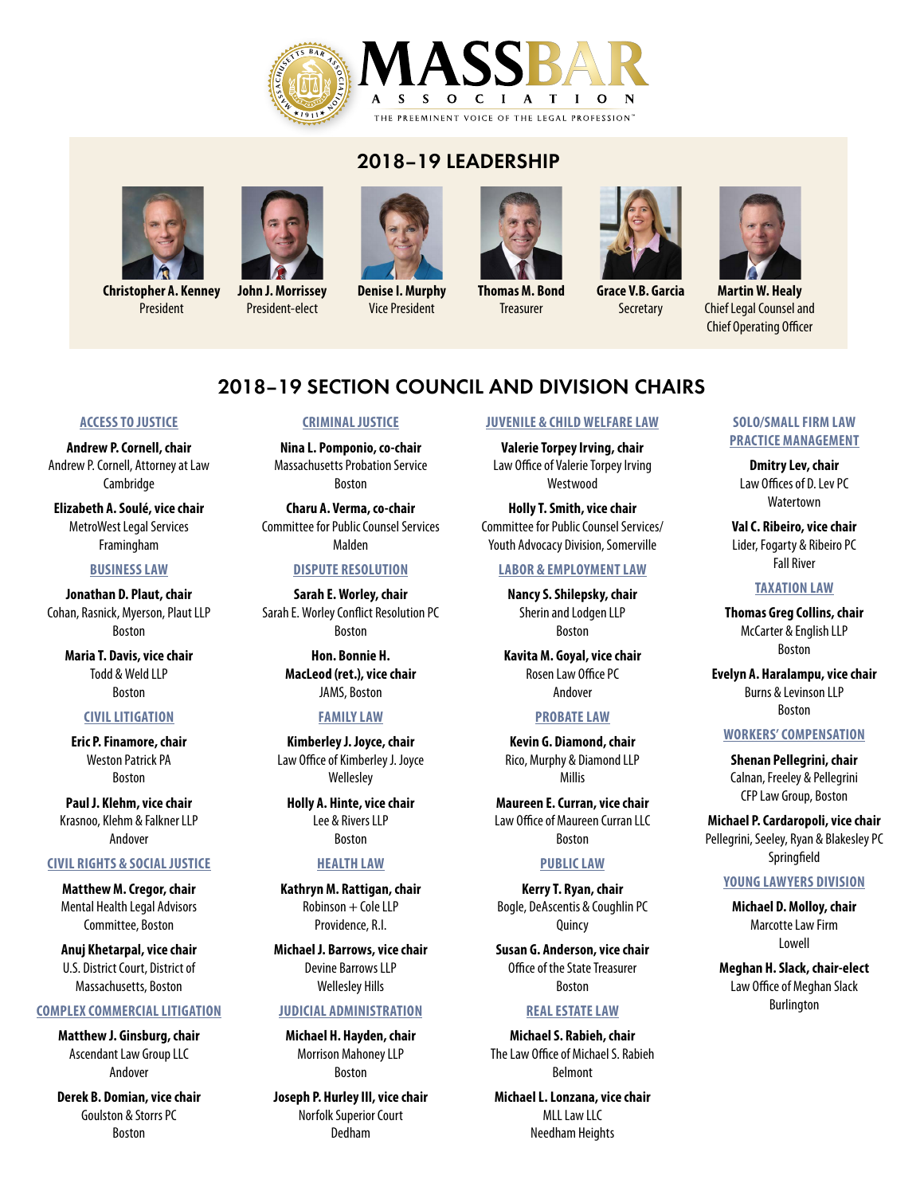# MASSBAR ASSOCIATION

THE PREEMINENT VOICE OF THE LEGAL PROFESSION™

## 2018–19 LEADERSHIP

**Christopher A. Kenney**
President

**John J. Morrissey**
President-elect

**Denise I. Murphy**
Vice President

**Thomas M. Bond**
Treasurer

**Grace V.B. Garcia**
Secretary

**Martin W. Healy**
Chief Legal Counsel and Chief Operating Officer

## 2018–19 SECTION COUNCIL AND DIVISION CHAIRS

### ACCESS TO JUSTICE

**Andrew P. Cornell, chair**
Andrew P. Cornell, Attorney at Law
Cambridge

**Elizabeth A. Soulé, vice chair**
MetroWest Legal Services
Framingham

### BUSINESS LAW

**Jonathan D. Plaut, chair**
Cohan, Rasnick, Myerson, Plaut LLP
Boston

**Maria T. Davis, vice chair**
Todd & Weld LLP
Boston

### CIVIL LITIGATION

**Eric P. Finamore, chair**
Weston Patrick PA
Boston

**Paul J. Klehm, vice chair**
Krasnoo, Klehm & Falkner LLP
Andover

### CIVIL RIGHTS & SOCIAL JUSTICE

**Matthew M. Cregor, chair**
Mental Health Legal Advisors Committee, Boston

**Anuj Khetarpal, vice chair**
U.S. District Court, District of Massachusetts, Boston

### COMPLEX COMMERCIAL LITIGATION

**Matthew J. Ginsburg, chair**
Ascendant Law Group LLC
Andover

**Derek B. Domian, vice chair**
Goulston & Storrs PC
Boston

### CRIMINAL JUSTICE

**Nina L. Pomponio, co-chair**
Massachusetts Probation Service
Boston

**Charu A. Verma, co-chair**
Committee for Public Counsel Services
Malden

### DISPUTE RESOLUTION

**Sarah E. Worley, chair**
Sarah E. Worley Conflict Resolution PC
Boston

**Hon. Bonnie H. MacLeod (ret.), vice chair**
JAMS, Boston

### FAMILY LAW

**Kimberley J. Joyce, chair**
Law Office of Kimberley J. Joyce
Wellesley

**Holly A. Hinte, vice chair**
Lee & Rivers LLP
Boston

### HEALTH LAW

**Kathryn M. Rattigan, chair**
Robinson + Cole LLP
Providence, R.I.

**Michael J. Barrows, vice chair**
Devine Barrows LLP
Wellesley Hills

### JUDICIAL ADMINISTRATION

**Michael H. Hayden, chair**
Morrison Mahoney LLP
Boston

**Joseph P. Hurley III, vice chair**
Norfolk Superior Court
Dedham

### JUVENILE & CHILD WELFARE LAW

**Valerie Torpey Irving, chair**
Law Office of Valerie Torpey Irving
Westwood

**Holly T. Smith, vice chair**
Committee for Public Counsel Services/ Youth Advocacy Division, Somerville

### LABOR & EMPLOYMENT LAW

**Nancy S. Shilepsky, chair**
Sherin and Lodgen LLP
Boston

**Kavita M. Goyal, vice chair**
Rosen Law Office PC
Andover

### PROBATE LAW

**Kevin G. Diamond, chair**
Rico, Murphy & Diamond LLP
Millis

**Maureen E. Curran, vice chair**
Law Office of Maureen Curran LLC
Boston

### PUBLIC LAW

**Kerry T. Ryan, chair**
Bogle, DeAscentis & Coughlin PC
Quincy

**Susan G. Anderson, vice chair**
Office of the State Treasurer
Boston

### REAL ESTATE LAW

**Michael S. Rabieh, chair**
The Law Office of Michael S. Rabieh
Belmont

**Michael L. Lonzana, vice chair**
MLL Law LLC
Needham Heights

### SOLO/SMALL FIRM LAW PRACTICE MANAGEMENT

**Dmitry Lev, chair**
Law Offices of D. Lev PC
Watertown

**Val C. Ribeiro, vice chair**
Lider, Fogarty & Ribeiro PC
Fall River

### TAXATION LAW

**Thomas Greg Collins, chair**
McCarter & English LLP
Boston

**Evelyn A. Haralampu, vice chair**
Burns & Levinson LLP
Boston

### WORKERS' COMPENSATION

**Shenan Pellegrini, chair**
Calnan, Freeley & Pellegrini CFP Law Group, Boston

**Michael P. Cardaropoli, vice chair**
Pellegrini, Seeley, Ryan & Blakesley PC
Springfield

### YOUNG LAWYERS DIVISION

**Michael D. Molloy, chair**
Marcotte Law Firm
Lowell

**Meghan H. Slack, chair-elect**
Law Office of Meghan Slack
Burlington